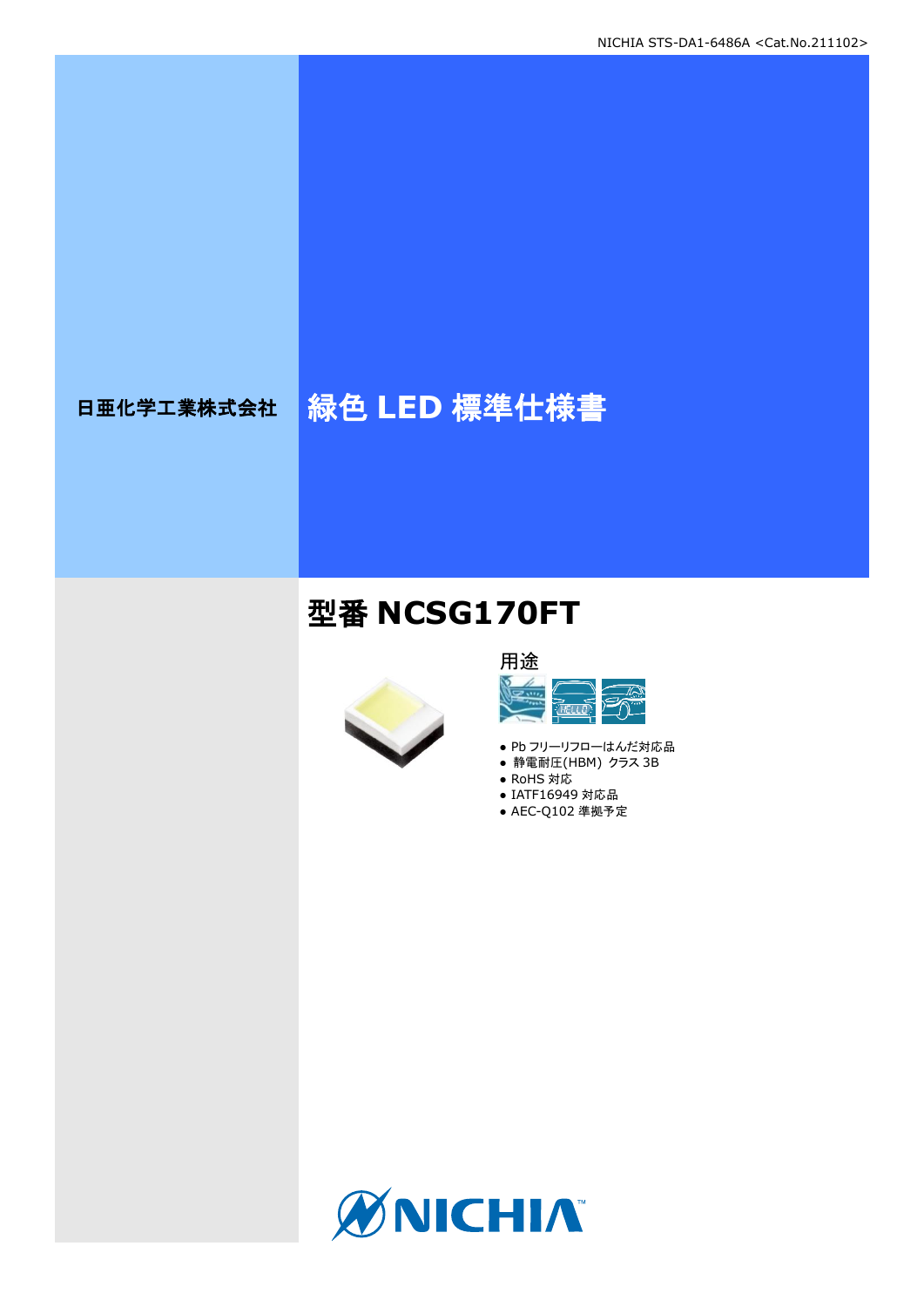日亜化学工業株式会社

# 緑色 LED 標準仕様書

## 型番 NCSG170FT

用途

- Pb フリーリフローはんだ対応品
- 静電耐圧(HBM) クラス 3B
- RoHS 対応
- IATF16949 対応品
- AEC-Q102 準拠予定

NICHIA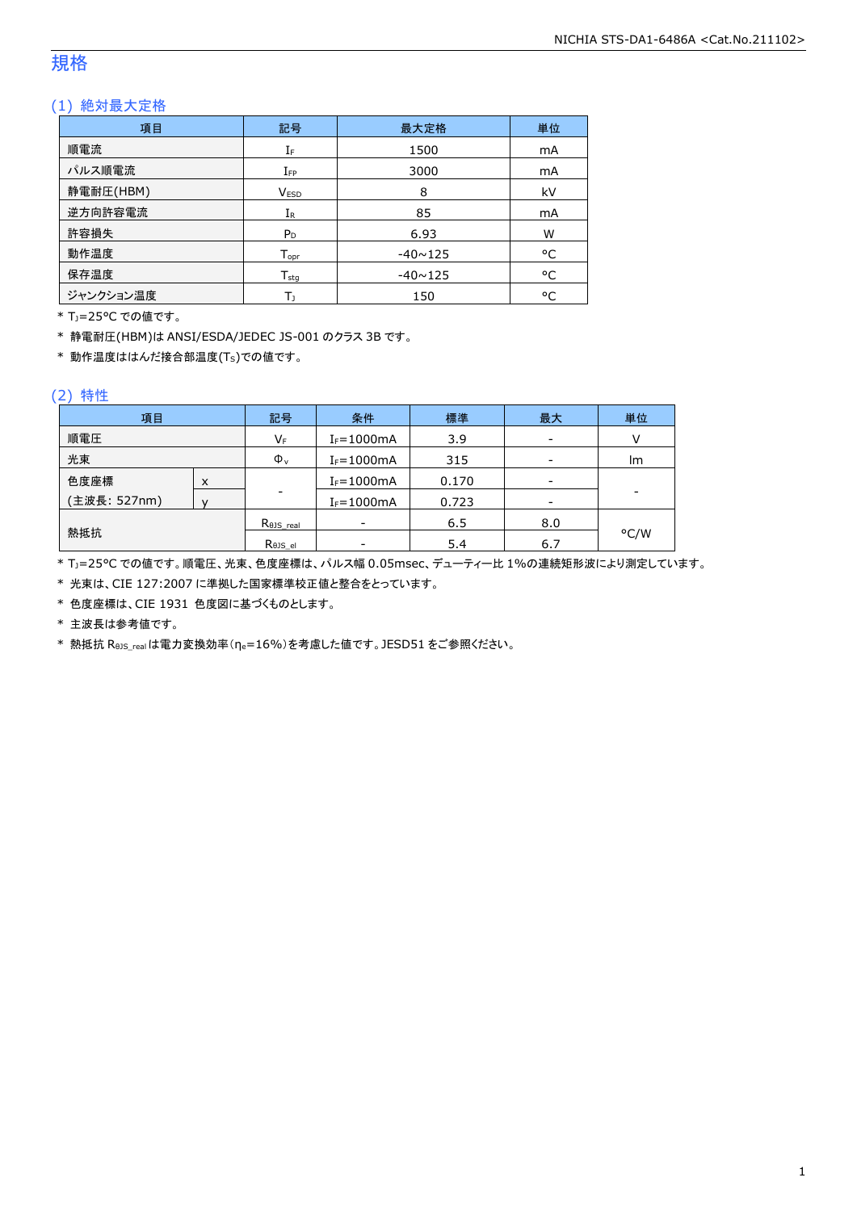# 規格

## (1) 絶対最大定格

| 項目 | 記号 | 最大定格 | 単位 |
|---|---|---|---|
| 順電流 | $I_F$ | 1500 | mA |
| パルス順電流 | $I_{FP}$ | 3000 | mA |
| 静電耐圧(HBM) | $V_{ESD}$ | 8 | kV |
| 逆方向許容電流 | $I_R$ | 85 | mA |
| 許容損失 | $P_D$ | 6.93 | W |
| 動作温度 | $T_{opr}$ | -40~125 | °C |
| 保存温度 | $T_{stg}$ | -40~125 | °C |
| ジャンクション温度 | $T_J$ | 150 | °C |

\* $T_J$=25°C での値です。

\* 静電耐圧(HBM)は ANSI/ESDA/JEDEC JS-001 のクラス 3B です。

\* 動作温度ははんだ接合部温度($T_S$)での値です。

## (2) 特性

| 項目 | | 記号 | 条件 | 標準 | 最大 | 単位 |
|---|---|---|---|---|---|---|
| 順電圧 | | $V_F$ | $I_F$=1000mA | 3.9 | - | V |
| 光束 | | $\Phi_v$ | $I_F$=1000mA | 315 | - | lm |
| 色度座標 (主波長: 527nm) | x | - | $I_F$=1000mA | 0.170 | - | - |
| | y | | $I_F$=1000mA | 0.723 | - | |
| 熱抵抗 | | $R_{\theta JS\_real}$ | - | 6.5 | 8.0 | °C/W |
| | | $R_{\theta JS\_el}$ | - | 5.4 | 6.7 | |

\* $T_J$=25°C での値です。順電圧、光束、色度座標は、パルス幅 0.05msec、デューティー比 1%の連続矩形波により測定しています。

\* 光束は、CIE 127:2007 に準拠した国家標準校正値と整合をとっています。

\* 色度座標は、CIE 1931 色度図に基づくものとします。

\* 主波長は参考値です。

\* 熱抵抗 $R_{\theta JS\_real}$ は電力変換効率($\eta_e$=16%)を考慮した値です。JESD51 をご参照ください。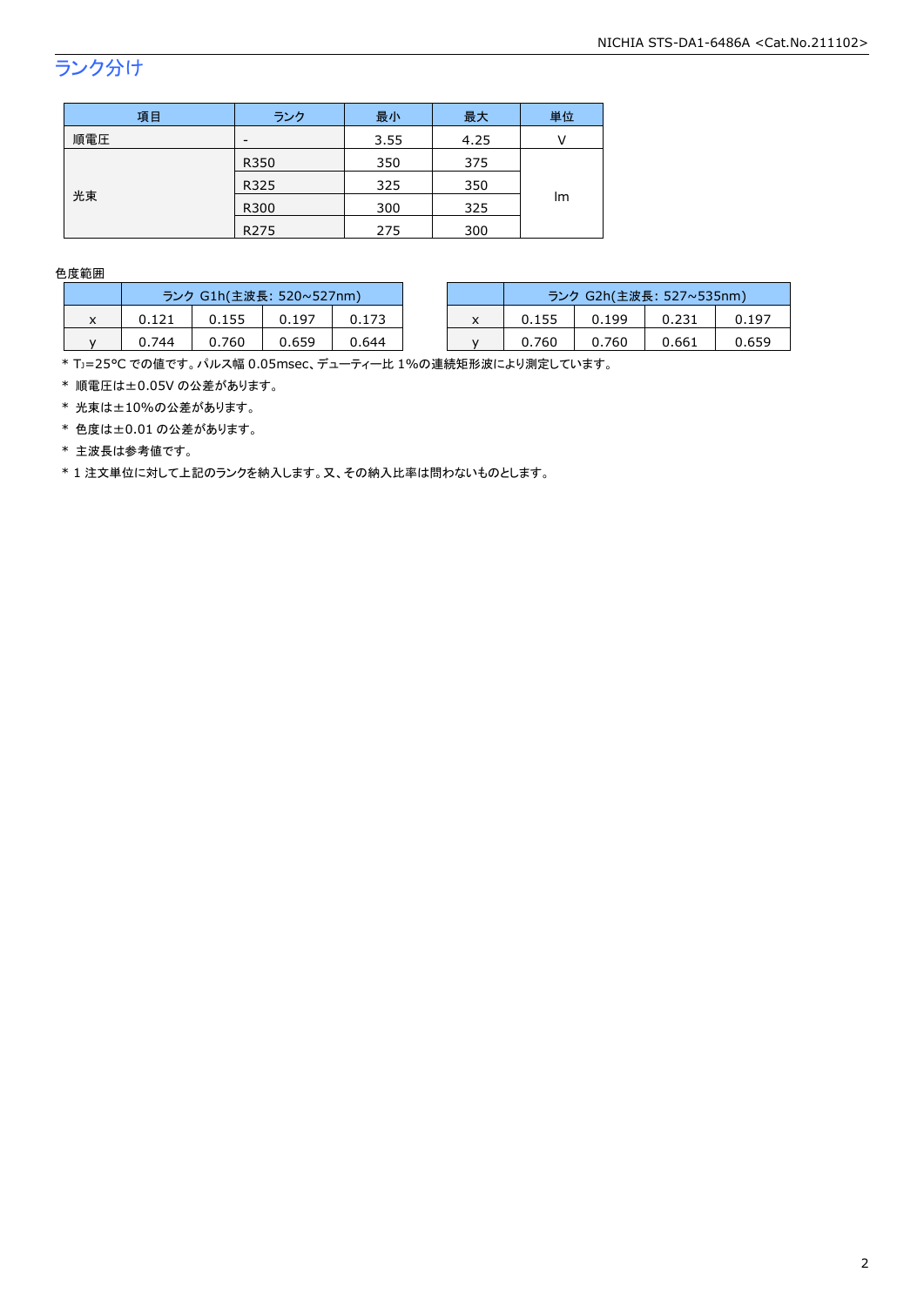## ランク分け

| 項目 | ランク | 最小 | 最大 | 単位 |
|---|---|---|---|---|
| 順電圧 | - | 3.55 | 4.25 | V |
| 光束 | R350 | 350 | 375 | lm |
| | R325 | 325 | 350 | |
| | R300 | 300 | 325 | |
| | R275 | 275 | 300 | |

色度範囲

| | ランク G1h(主波長: 520~527nm) | | | |
|---|---|---|---|---|
| x | 0.121 | 0.155 | 0.197 | 0.173 |
| y | 0.744 | 0.760 | 0.659 | 0.644 |

| | ランク G2h(主波長: 527~535nm) | | | |
|---|---|---|---|---|
| x | 0.155 | 0.199 | 0.231 | 0.197 |
| y | 0.760 | 0.760 | 0.661 | 0.659 |

* $T_J$=25°C での値です。パルス幅 0.05msec、デューティー比 1%の連続矩形波により測定しています。
* 順電圧は±0.05V の公差があります。
* 光束は±10%の公差があります。
* 色度は±0.01 の公差があります。
* 主波長は参考値です。
* 1 注文単位に対して上記のランクを納入します。又、その納入比率は問わないものとします。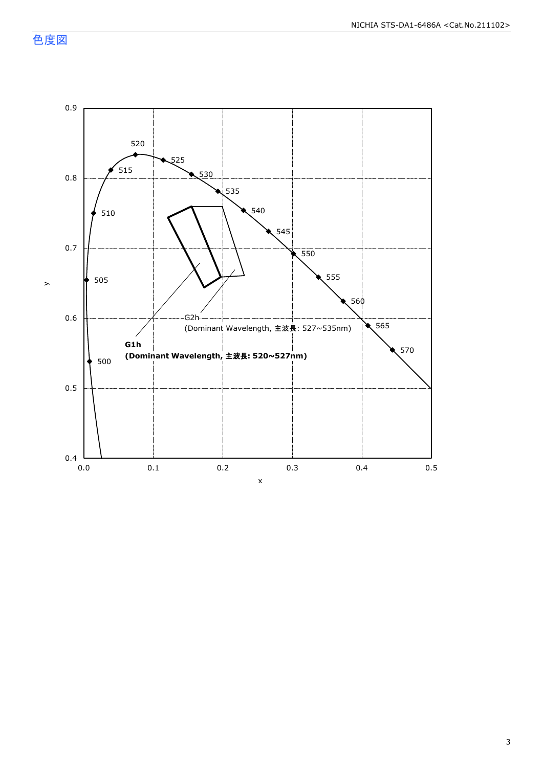## 色度図

0.9

0.8

0.7

0.6

0.5

0.4

y

0.0 0.1 0.2 0.3 0.4 0.5

x

500
505
510
515
520
525
530
535
540
545
550
555
560
565
570

G2h
(Dominant Wavelength, 主波長: 527~535nm)

**G1h**
**(Dominant Wavelength, 主波長: 520~527nm)**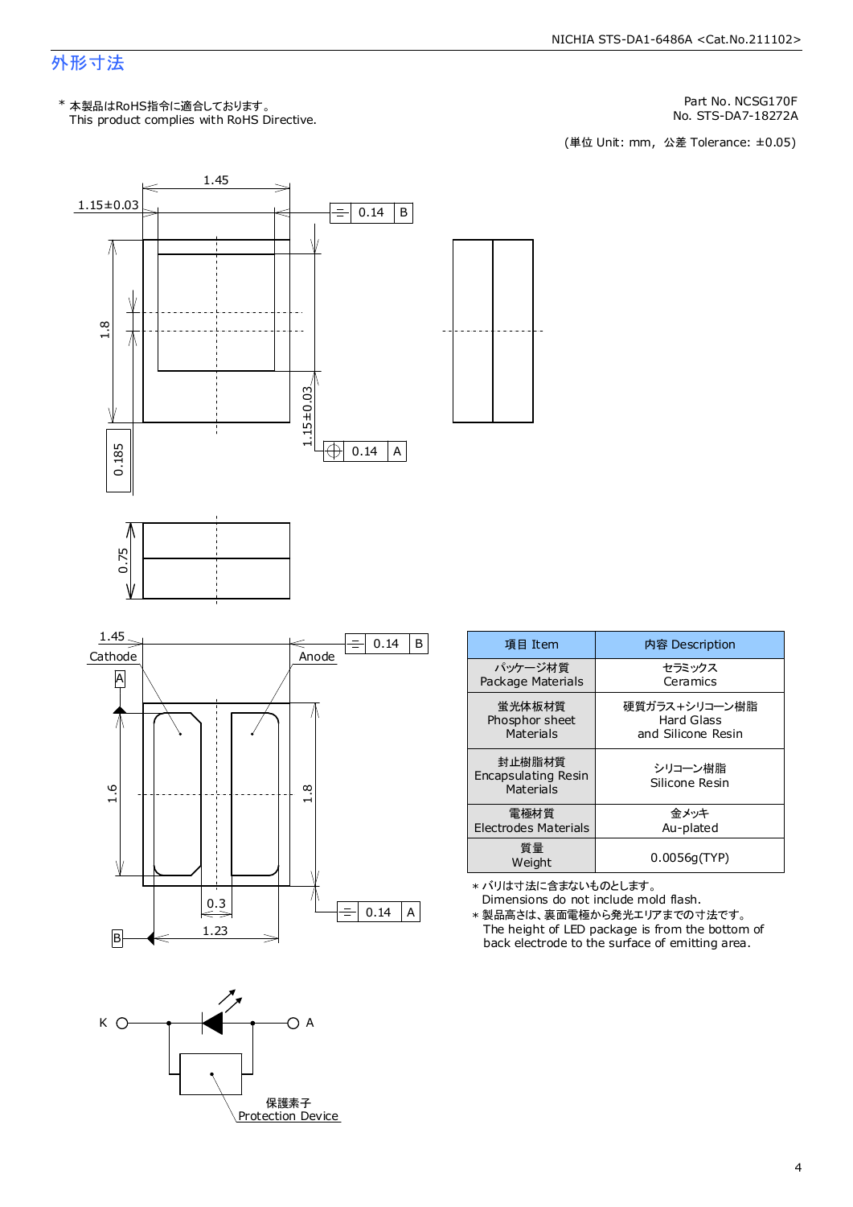## 外形寸法

\* 本製品はRoHS指令に適合しております。
This product complies with RoHS Directive.

Part No. NCSG170F
No. STS-DA7-18272A

(単位 Unit: mm, 公差 Tolerance: ±0.05)

| 項目 Item | 内容 Description |
|---|---|
| パッケージ材質 Package Materials | セラミックス Ceramics |
| 蛍光体板材質 Phosphor sheet Materials | 硬質ガラス+シリコーン樹脂 Hard Glass and Silicone Resin |
| 封止樹脂材質 Encapsulating Resin Materials | シリコーン樹脂 Silicone Resin |
| 電極材質 Electrodes Materials | 金メッキ Au-plated |
| 質量 Weight | 0.0056g(TYP) |

\* バリは寸法に含まないものとします。
Dimensions do not include mold flash.

\* 製品高さは、裏面電極から発光エリアまでの寸法です。
The height of LED package is from the bottom of back electrode to the surface of emitting area.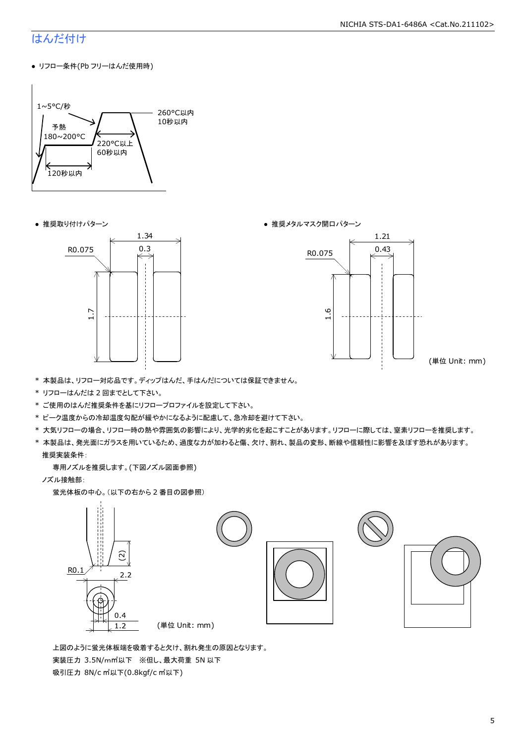## はんだ付け

- リフロー条件(Pb フリーはんだ使用時)

1~5°C/秒
予熱
180~200°C
120秒以内
220°C以上
60秒以内
260°C以内
10秒以内

- 推奨取り付けパターン

1.34
0.3
R0.075
1.7

- 推奨メタルマスク開口パターン

1.21
0.43
R0.075
1.6

(単位 Unit: mm)

* 本製品は、リフロー対応品です。ディップはんだ、手はんだについては保証できません。
* リフローはんだは 2 回までとして下さい。
* ご使用のはんだ推奨条件を基にリフロープロファイルを設定して下さい。
* ピーク温度からの冷却温度勾配が緩やかになるように配慮して、急冷却を避けて下さい。
* 大気リフローの場合、リフロー時の熱や雰囲気の影響により、光学的劣化を起こすことがあります。リフローに際しては、窒素リフローを推奨します。
* 本製品は、発光面にガラスを用いているため、過度な力が加わると傷、欠け、割れ、製品の変形、断線や信頼性に影響を及ぼす恐れがあります。

推奨実装条件:

専用ノズルを推奨します。(下図ノズル図面参照)

ノズル接触部:

蛍光体板の中心。(以下の右から 2 番目の図参照)

(2)
R0.1
2.2
0.4
1.2
(単位 Unit: mm)

上図のように蛍光体板端を吸着すると欠け、割れ発生の原因となります。

実装圧力 3.5N/mm²以下　※但し、最大荷重 5N 以下

吸引圧力 8N/cm²以下(0.8kgf/cm²以下)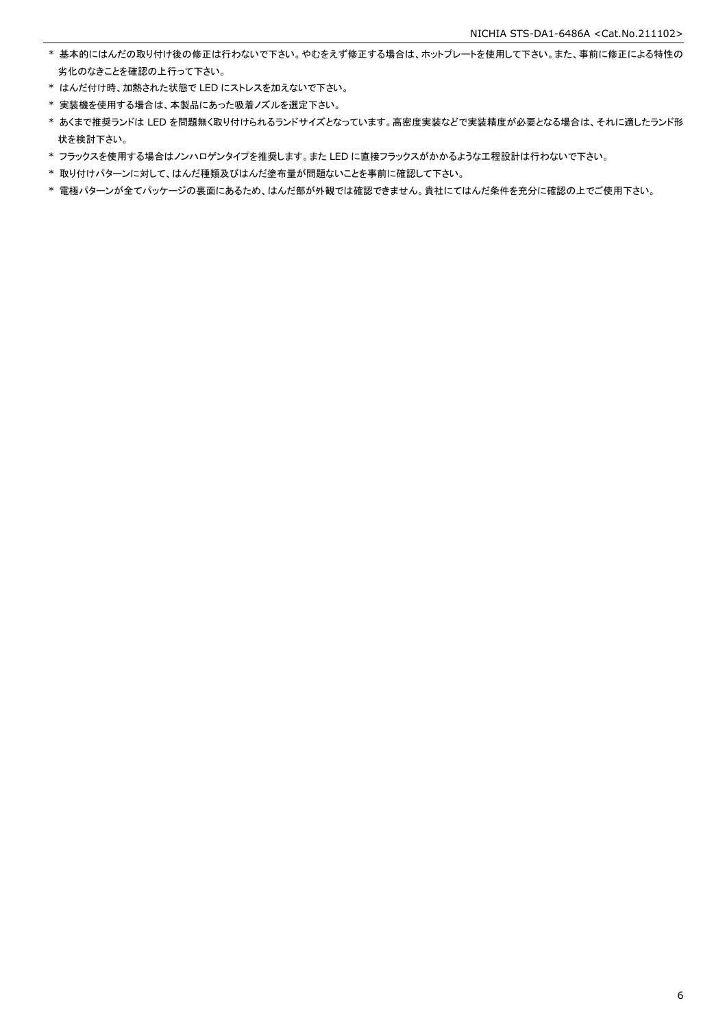* 基本的にはんだの取り付け後の修正は行わないで下さい。やむをえず修正する場合は、ホットプレートを使用して下さい。また、事前に修正による特性の劣化のなきことを確認の上行って下さい。
* はんだ付け時、加熱された状態で LED にストレスを加えないで下さい。
* 実装機を使用する場合は、本製品にあった吸着ノズルを選定下さい。
* あくまで推奨ランドは LED を問題無く取り付けられるランドサイズとなっています。高密度実装などで実装精度が必要となる場合は、それに適したランド形状を検討下さい。
* フラックスを使用する場合はノンハロゲンタイプを推奨します。また LED に直接フラックスがかかるような工程設計は行わないで下さい。
* 取り付けパターンに対して、はんだ種類及びはんだ塗布量が問題ないことを事前に確認して下さい。
* 電極パターンが全てパッケージの裏面にあるため、はんだ部が外観では確認できません。貴社にてはんだ条件を充分に確認の上でご使用下さい。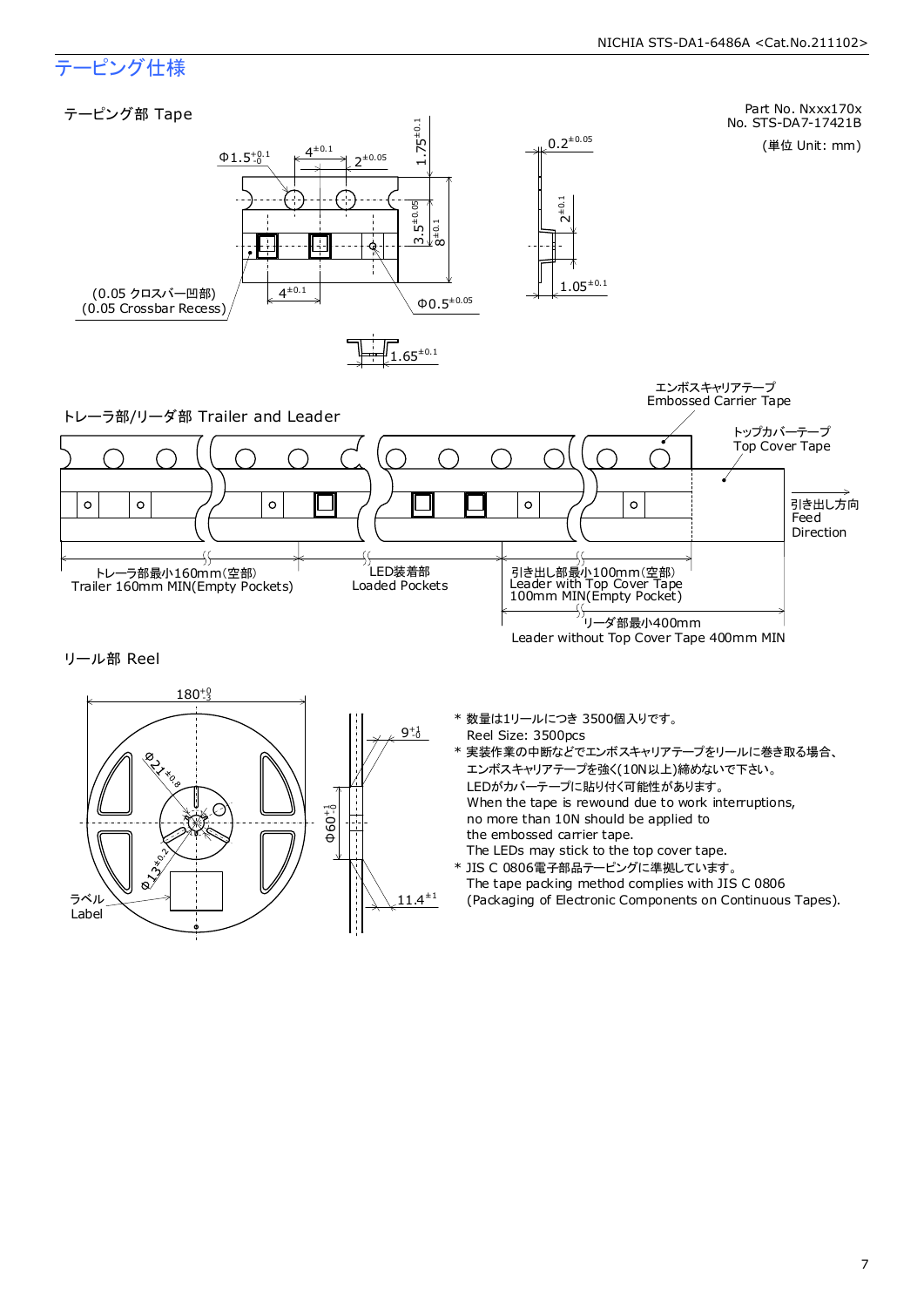# テーピング仕様

Part No. Nxxx170x
No. STS-DA7-17421B

(単位 Unit: mm)

## テーピング部 Tape

$\Phi 1.5^{+0.1}_{-0}$　$4^{\pm 0.1}$　$2^{\pm 0.05}$　$1.75^{\pm 0.1}$　$3.5^{\pm 0.05}$　$8^{\pm 0.1}$　$4^{\pm 0.1}$　$\Phi 0.5^{\pm 0.05}$　$0.2^{\pm 0.05}$　$2^{\pm 0.1}$　$1.05^{\pm 0.1}$　$1.65^{\pm 0.1}$

(0.05 クロスバー凹部)
(0.05 Crossbar Recess)

## トレーラ部/リーダ部 Trailer and Leader

エンボスキャリアテープ
Embossed Carrier Tape

トップカバーテープ
Top Cover Tape

引き出し方向
Feed
Direction

トレーラ部最小160mm(空部)
Trailer 160mm MIN(Empty Pockets)

LED装着部
Loaded Pockets

引き出し部最小100mm(空部)
Leader with Top Cover Tape
100mm MIN(Empty Pocket)

リーダ部最小400mm
Leader without Top Cover Tape 400mm MIN

## リール部 Reel

$180^{+0}_{-3}$　$\Phi 21^{\pm 0.8}$　$\Phi 13^{\pm 0.2}$　$\Phi 60^{+1}_{-0}$　$9^{+1}_{-0}$　$11.4^{\pm 1}$

ラベル
Label

\* 数量は1リールにつき 3500個入りです。
Reel Size: 3500pcs

\* 実装作業の中断などでエンボスキャリアテープをリールに巻き取る場合、
エンボスキャリアテープを強く(10N以上)締めないで下さい。
LEDがカバーテープに貼り付く可能性があります。
When the tape is rewound due to work interruptions,
no more than 10N should be applied to
the embossed carrier tape.
The LEDs may stick to the top cover tape.

\* JIS C 0806電子部品テーピングに準拠しています。
The tape packing method complies with JIS C 0806
(Packaging of Electronic Components on Continuous Tapes).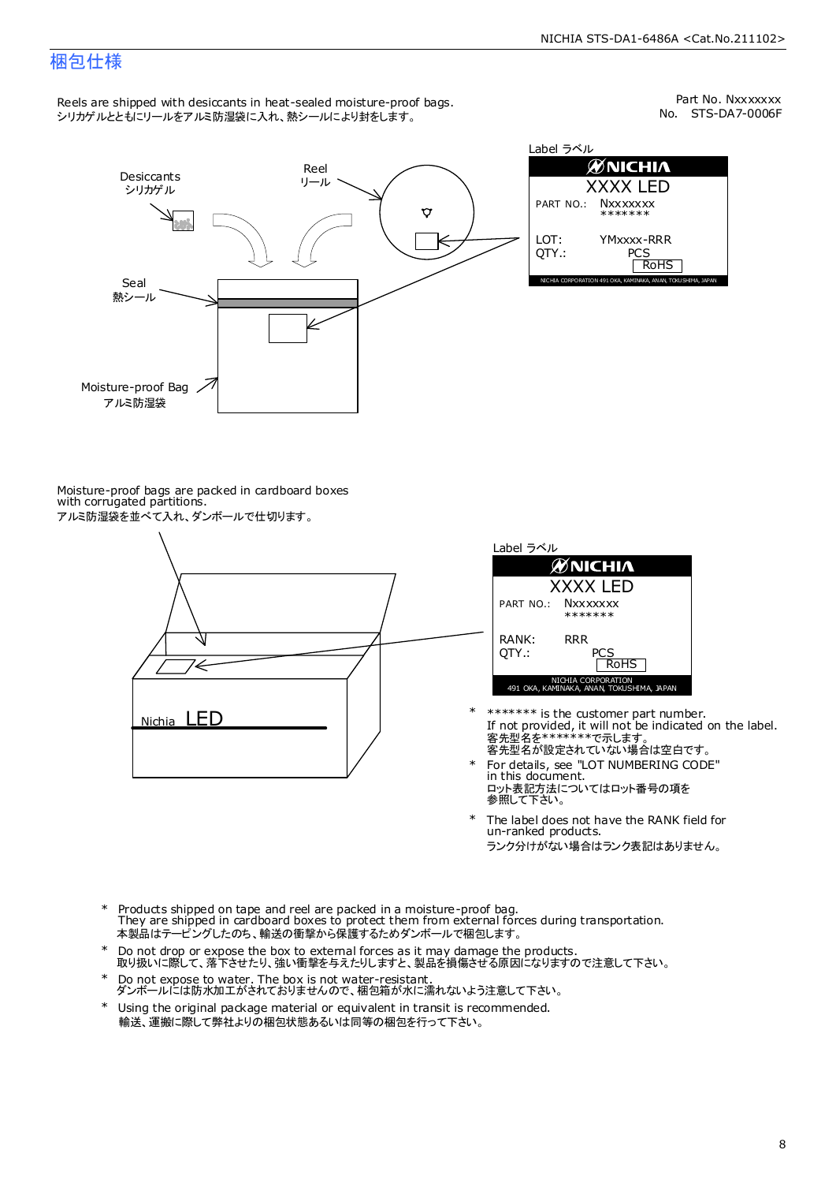## 梱包仕様

Part No. Nxxxxxxx
No.　STS-DA7-0006F

Reels are shipped with desiccants in heat-sealed moisture-proof bags.
シリカゲルとともにリールをアルミ防湿袋に入れ、熱シールにより封をします。

Desiccants
シリカゲル

Reel
リール

Seal
熱シール

Moisture-proof Bag
アルミ防湿袋

Label ラベル

NICHIA
XXXX LED
PART NO.: Nxxxxxxx
＊＊＊＊＊＊＊
LOT: YMxxxx-RRR
QTY.: PCS
RoHS
NICHIA CORPORATION 491 OKA, KAMINAKA, ANAN, TOKUSHIMA, JAPAN

Moisture-proof bags are packed in cardboard boxes with corrugated partitions.
アルミ防湿袋を並べて入れ、ダンボールで仕切ります。

Nichia LED

Label ラベル

NICHIA
XXXX LED
PART NO.: Nxxxxxxx
＊＊＊＊＊＊＊
RANK: RRR
QTY.: PCS
RoHS
NICHIA CORPORATION
491 OKA, KAMINAKA, ANAN, TOKUSHIMA, JAPAN

- ＊＊＊＊＊＊＊ is the customer part number.
  If not provided, it will not be indicated on the label.
  客先型名を＊＊＊＊＊＊＊で示します。
  客先型名が設定されていない場合は空白です。
- For details, see "LOT NUMBERING CODE" in this document.
  ロット表記方法についてはロット番号の項を参照して下さい。
- The label does not have the RANK field for un-ranked products.
  ランク分けがない場合はランク表記はありません。

- Products shipped on tape and reel are packed in a moisture-proof bag.
  They are shipped in cardboard boxes to protect them from external forces during transportation.
  本製品はテーピングしたのち、輸送の衝撃から保護するためダンボールで梱包します。
- Do not drop or expose the box to external forces as it may damage the products.
  取り扱いに際して、落下させたり、強い衝撃を与えたりしますと、製品を損傷させる原因になりますので注意して下さい。
- Do not expose to water. The box is not water-resistant.
  ダンボールには防水加工がされておりませんので、梱包箱が水に濡れないよう注意して下さい。
- Using the original package material or equivalent in transit is recommended.
  輸送、運搬に際して弊社よりの梱包状態あるいは同等の梱包を行って下さい。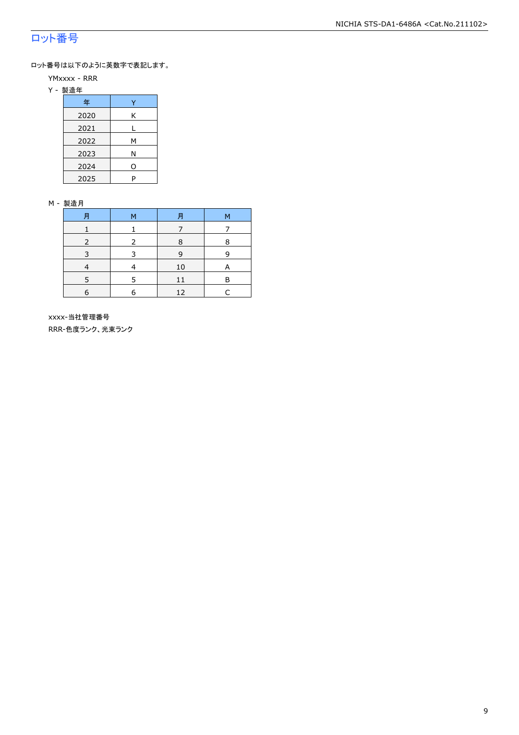## ロット番号

ロット番号は以下のように英数字で表記します。

YMxxxx - RRR

Y - 製造年

| 年 | Y |
|---|---|
| 2020 | K |
| 2021 | L |
| 2022 | M |
| 2023 | N |
| 2024 | O |
| 2025 | P |

M - 製造月

| 月 | M | 月 | M |
|---|---|---|---|
| 1 | 1 | 7 | 7 |
| 2 | 2 | 8 | 8 |
| 3 | 3 | 9 | 9 |
| 4 | 4 | 10 | A |
| 5 | 5 | 11 | B |
| 6 | 6 | 12 | C |

xxxx-当社管理番号

RRR-色度ランク、光束ランク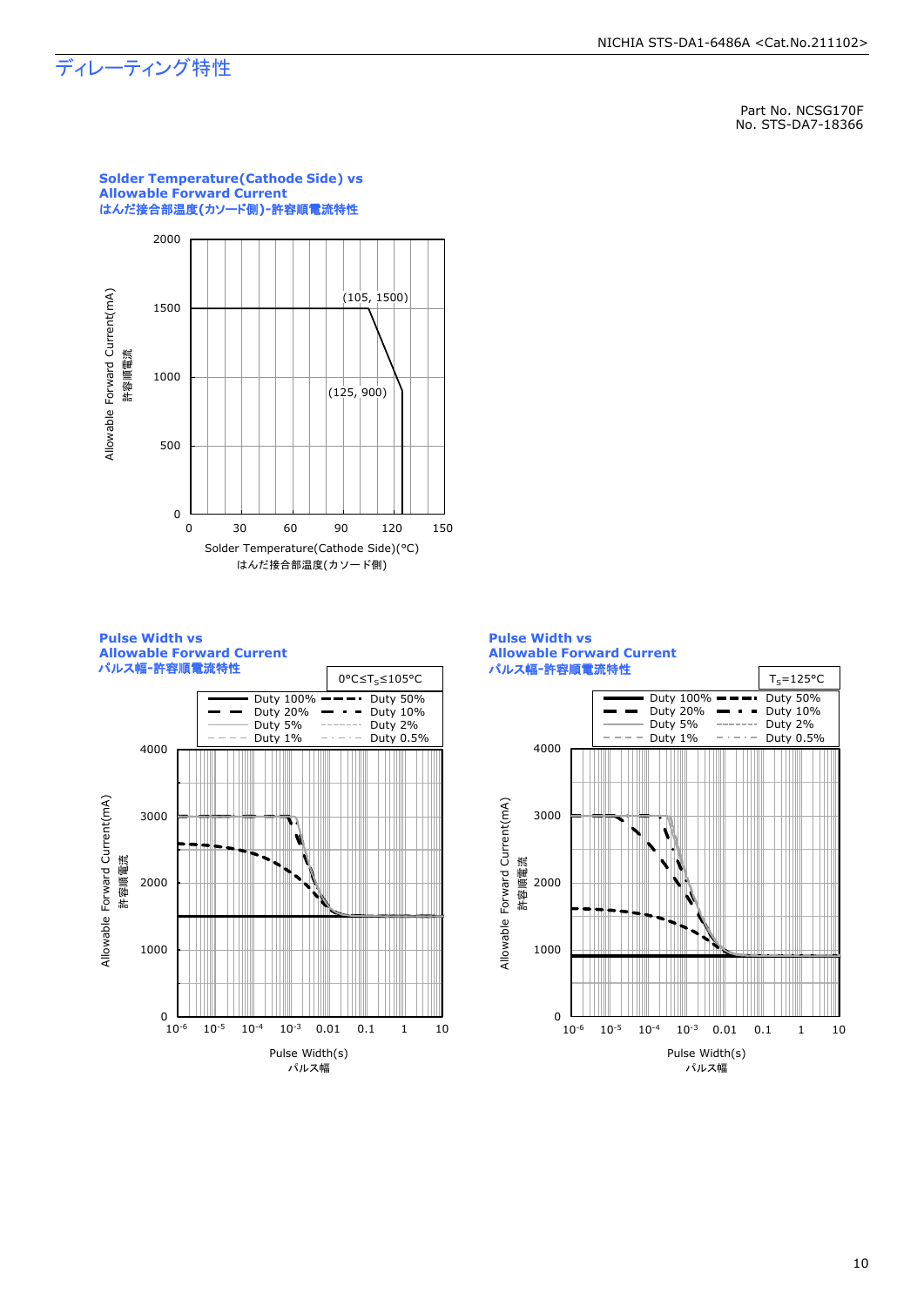# ディレーティング特性

Part No. NCSG170F
No. STS-DA7-18366

**Solder Temperature(Cathode Side) vs Allowable Forward Current**
**はんだ接合部温度(カソード側)-許容順電流特性**

Allowable Forward Current(mA)
許容順電流

(105, 1500)
(125, 900)

Solder Temperature(Cathode Side)(°C)
はんだ接合部温度(カソード側)

**Pulse Width vs Allowable Forward Current**
**パルス幅-許容順電流特性**

$0°C \leq T_S \leq 105°C$

Duty 100%, Duty 50%, Duty 20%, Duty 10%, Duty 5%, Duty 2%, Duty 1%, Duty 0.5%

Allowable Forward Current(mA)
許容順電流

Pulse Width(s)
パルス幅

**Pulse Width vs Allowable Forward Current**
**パルス幅-許容順電流特性**

$T_S = 125°C$

Duty 100%, Duty 50%, Duty 20%, Duty 10%, Duty 5%, Duty 2%, Duty 1%, Duty 0.5%

Allowable Forward Current(mA)
許容順電流

Pulse Width(s)
パルス幅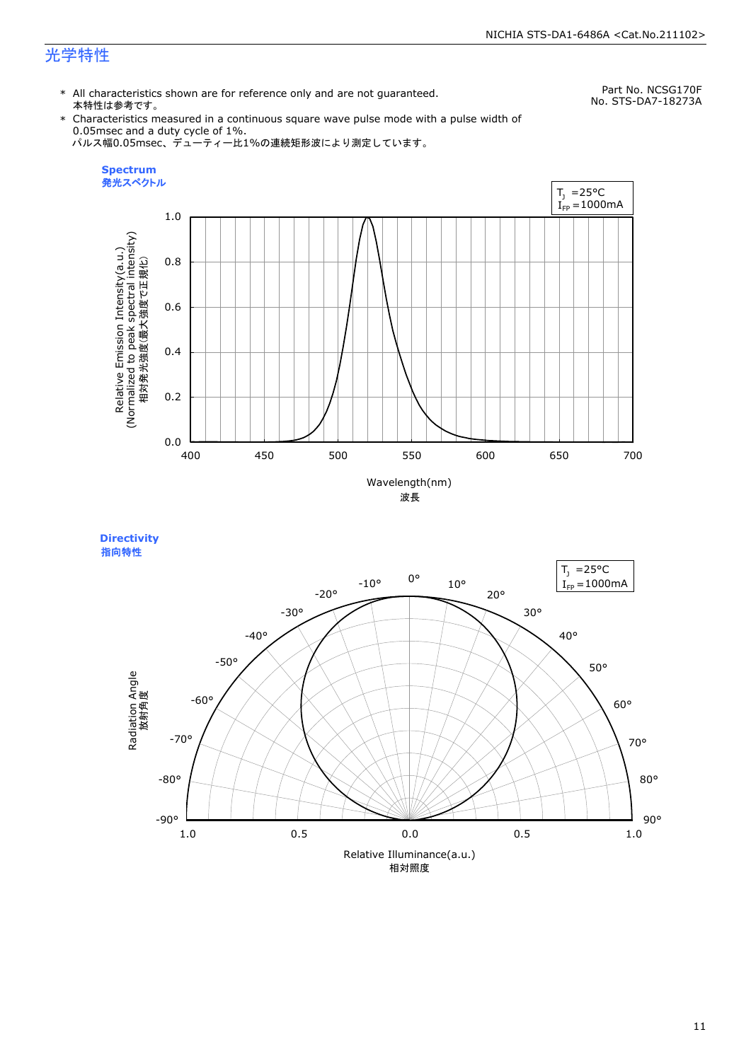# 光学特性

Part No. NCSG170F
No. STS-DA7-18273A

- All characteristics shown are for reference only and are not guaranteed.
  本特性は参考です。
- Characteristics measured in a continuous square wave pulse mode with a pulse width of 0.05msec and a duty cycle of 1%.
  パルス幅0.05msec、デューティー比1%の連続矩形波により測定しています。

**Spectrum**
**発光スペクトル**

$T_J$ =25°C
$I_{FP}$ =1000mA

Relative Emission Intensity(a.u.)
(Normalized to peak spectral intensity)
相対発光強度(最大強度で正規化)

Wavelength(nm)
波長

**Directivity**
**指向特性**

$T_J$ =25°C
$I_{FP}$ =1000mA

Radiation Angle
放射角度

Relative Illuminance(a.u.)
相対照度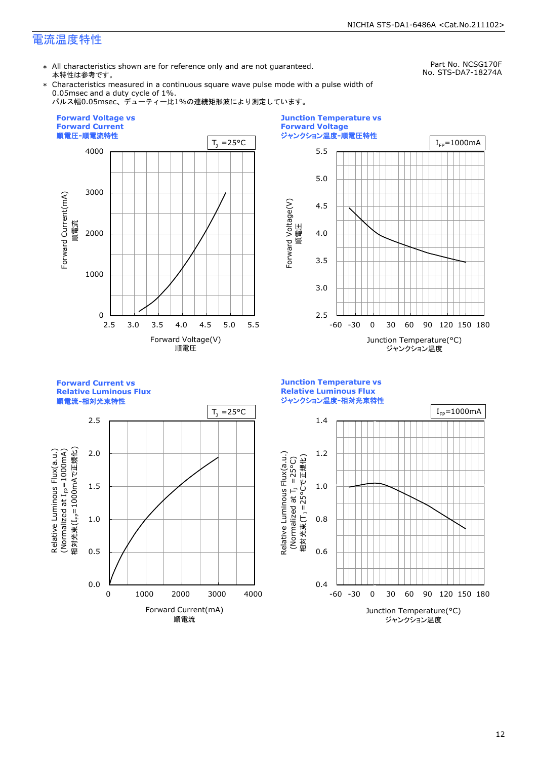# 電流温度特性

Part No. NCSG170F
No. STS-DA7-18274A

- ＊ All characteristics shown are for reference only and are not guaranteed.
  本特性は参考です。
- ＊ Characteristics measured in a continuous square wave pulse mode with a pulse width of 0.05msec and a duty cycle of 1%.
  パルス幅0.05msec、デューティー比1%の連続矩形波により測定しています。

**Forward Voltage vs Forward Current**
**順電圧-順電流特性**

$T_J$ =25°C

Forward Current(mA) 順電流: 0, 1000, 2000, 3000, 4000
Forward Voltage(V) 順電圧: 2.5, 3.0, 3.5, 4.0, 4.5, 5.0, 5.5

**Junction Temperature vs Forward Voltage**
**ジャンクション温度-順電圧特性**

$I_{FP}$=1000mA

Forward Voltage(V) 順電圧: 2.5, 3.0, 3.5, 4.0, 4.5, 5.0, 5.5
Junction Temperature(°C) ジャンクション温度: -60, -30, 0, 30, 60, 90, 120, 150, 180

**Forward Current vs Relative Luminous Flux**
**順電流-相対光束特性**

$T_J$ =25°C

Relative Luminous Flux(a.u.) (Normalized at $I_{FP}$=1000mA) 相対光束($I_{FP}$=1000mAで正規化): 0.0, 0.5, 1.0, 1.5, 2.0, 2.5
Forward Current(mA) 順電流: 0, 1000, 2000, 3000, 4000

**Junction Temperature vs Relative Luminous Flux**
**ジャンクション温度-相対光束特性**

$I_{FP}$=1000mA

Relative Luminous Flux(a.u.) (Normalized at $T_J$ =25°C) 相対光束($T_J$ =25°Cで正規化): 0.4, 0.6, 0.8, 1.0, 1.2, 1.4
Junction Temperature(°C) ジャンクション温度: -60, -30, 0, 30, 60, 90, 120, 150, 180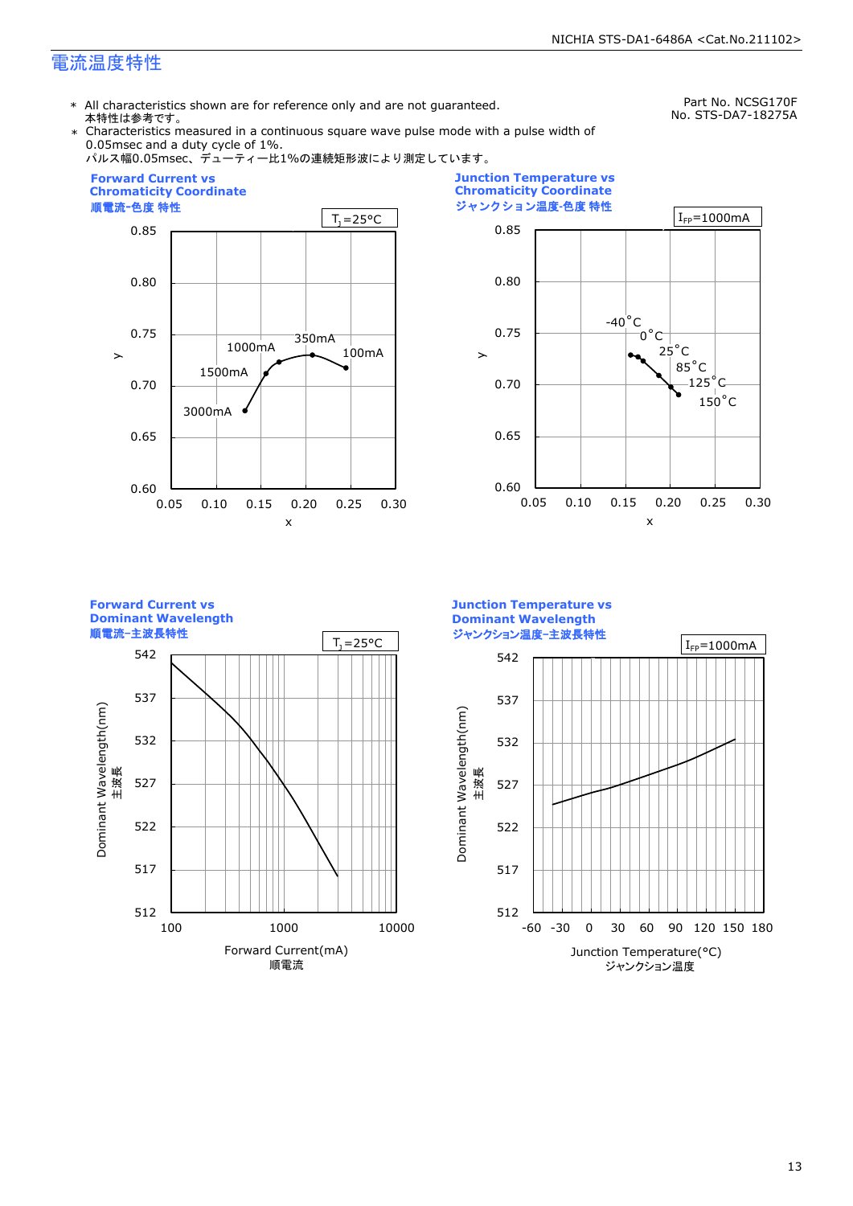## 電流温度特性

Part No. NCSG170F
No. STS-DA7-18275A

＊ All characteristics shown are for reference only and are not guaranteed.
本特性は参考です。

＊ Characteristics measured in a continuous square wave pulse mode with a pulse width of 0.05msec and a duty cycle of 1%.
パルス幅0.05msec、デューティー比1%の連続矩形波により測定しています。

**Forward Current vs Chromaticity Coordinate**
**順電流-色度 特性**

$T_J$=25°C

y: 0.60–0.85; x: 0.05–0.30
3000mA, 1500mA, 1000mA, 350mA, 100mA

**Junction Temperature vs Chromaticity Coordinate**
**ジャンクション温度-色度 特性**

$I_{FP}$=1000mA

y: 0.60–0.85; x: 0.05–0.30
-40°C, 0°C, 25°C, 85°C, 125°C, 150°C

**Forward Current vs Dominant Wavelength**
**順電流-主波長特性**

$T_J$=25°C

Dominant Wavelength(nm) 主波長: 512–542
Forward Current(mA) 順電流: 100, 1000, 10000

**Junction Temperature vs Dominant Wavelength**
**ジャンクション温度-主波長特性**

$I_{FP}$=1000mA

Dominant Wavelength(nm) 主波長: 512–542
Junction Temperature(°C) ジャンクション温度: -60, -30, 0, 30, 60, 90, 120, 150, 180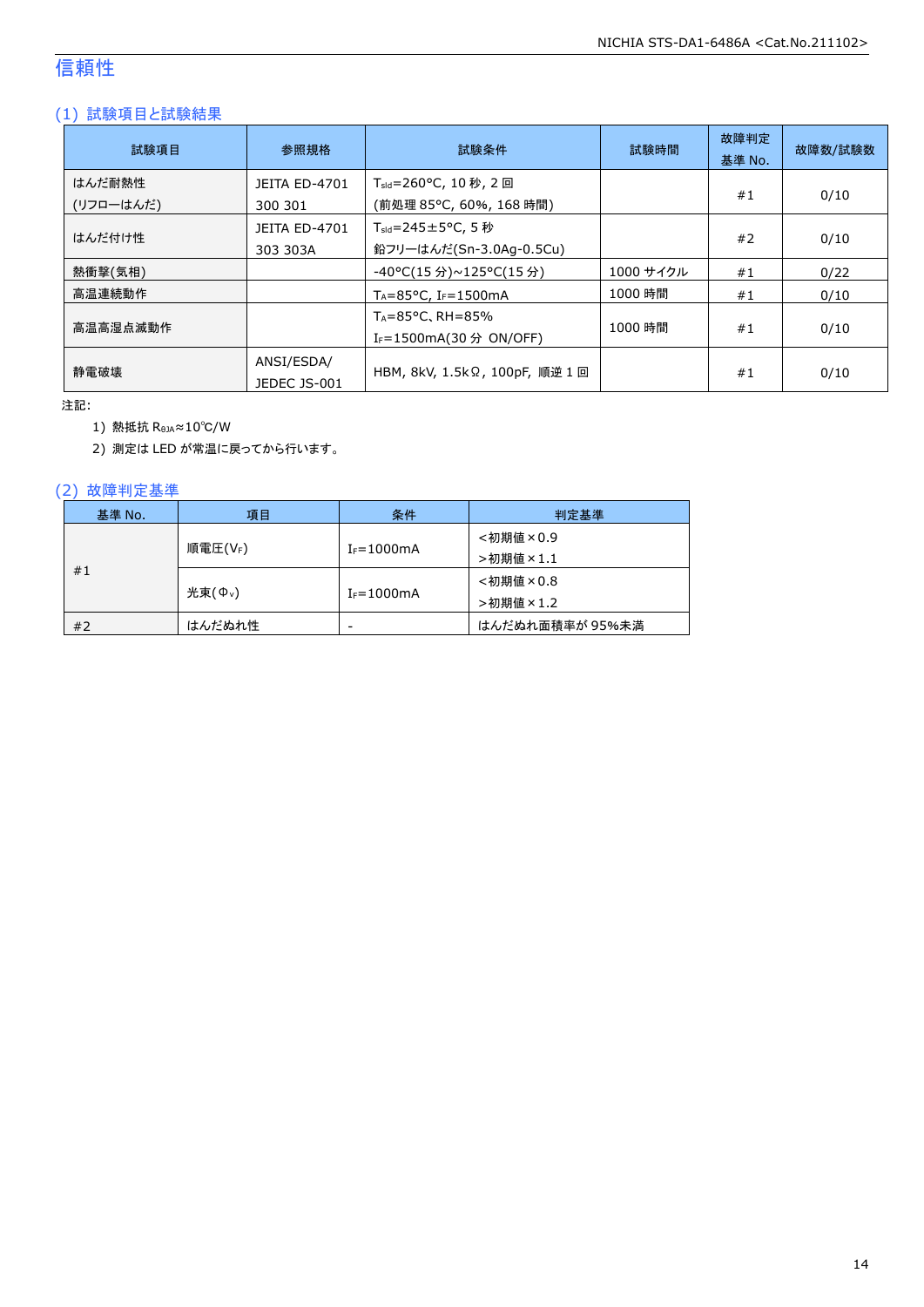# 信頼性

## (1) 試験項目と試験結果

| 試験項目 | 参照規格 | 試験条件 | 試験時間 | 故障判定基準 No. | 故障数/試験数 |
|---|---|---|---|---|---|
| はんだ耐熱性 (リフローはんだ) | JEITA ED-4701 300 301 | $T_{sld}$=260°C, 10 秒, 2 回 (前処理 85°C, 60%, 168 時間) | | #1 | 0/10 |
| はんだ付け性 | JEITA ED-4701 303 303A | $T_{sld}$=245±5°C, 5 秒 鉛フリーはんだ(Sn-3.0Ag-0.5Cu) | | #2 | 0/10 |
| 熱衝撃(気相) | | -40°C(15 分)~125°C(15 分) | 1000 サイクル | #1 | 0/22 |
| 高温連続動作 | | $T_A$=85°C, $I_F$=1500mA | 1000 時間 | #1 | 0/10 |
| 高温高湿点滅動作 | | $T_A$=85°C、RH=85% $I_F$=1500mA(30 分 ON/OFF) | 1000 時間 | #1 | 0/10 |
| 静電破壊 | ANSI/ESDA/ JEDEC JS-001 | HBM, 8kV, 1.5kΩ, 100pF, 順逆 1 回 | | #1 | 0/10 |

注記:

1) 熱抵抗 $R_{θJA}$≈10℃/W
2) 測定は LED が常温に戻ってから行います。

## (2) 故障判定基準

| 基準 No. | 項目 | 条件 | 判定基準 |
|---|---|---|---|
| #1 | 順電圧($V_F$) | $I_F$=1000mA | <初期値×0.9 >初期値×1.1 |
| | 光束($Φ_v$) | $I_F$=1000mA | <初期値×0.8 >初期値×1.2 |
| #2 | はんだぬれ性 | - | はんだぬれ面積率が 95%未満 |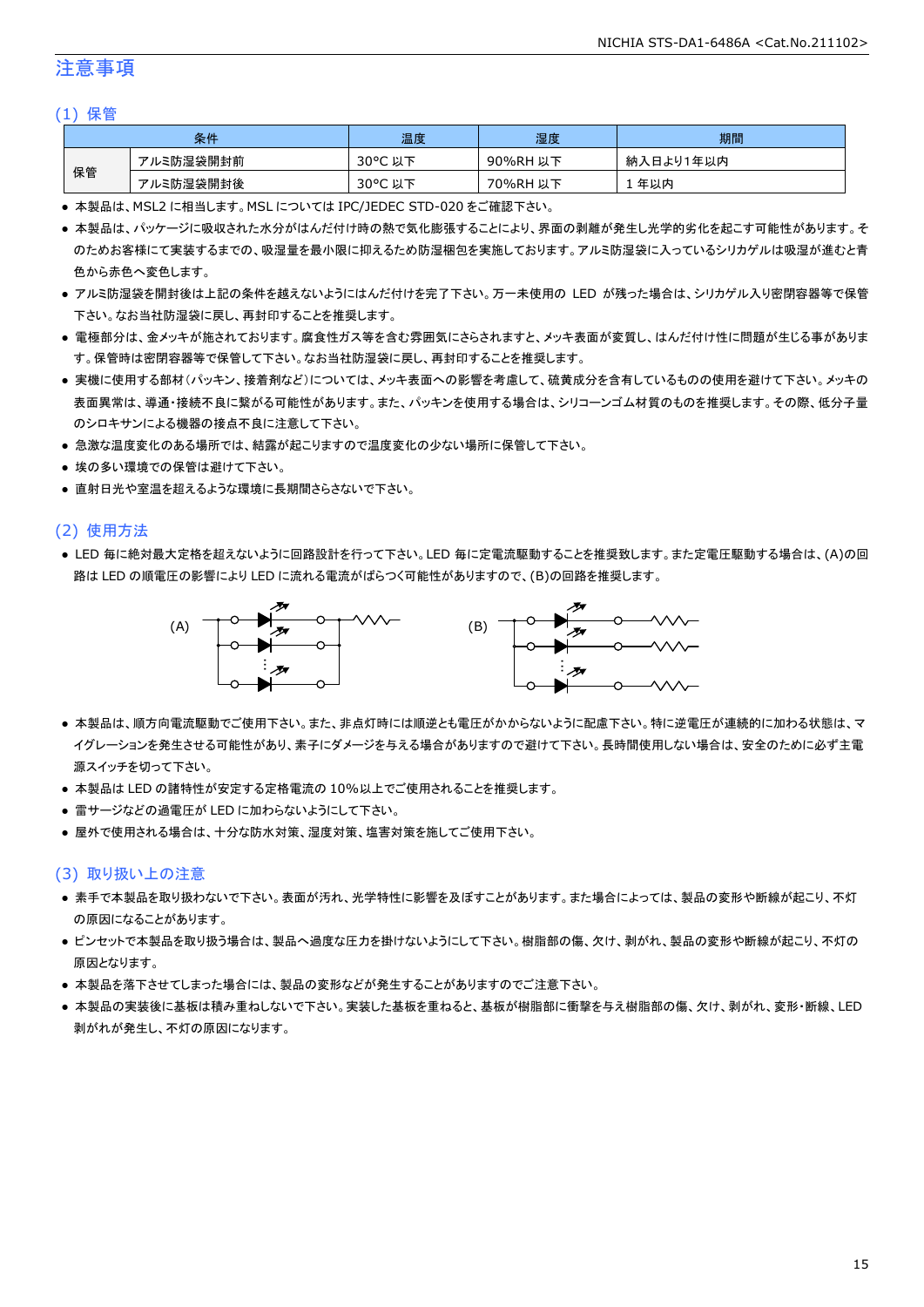# 注意事項

## (1) 保管

| 条件 | | 温度 | 湿度 | 期間 |
|---|---|---|---|---|
| 保管 | アルミ防湿袋開封前 | 30°C 以下 | 90%RH 以下 | 納入日より1年以内 |
| | アルミ防湿袋開封後 | 30°C 以下 | 70%RH 以下 | 1 年以内 |

- 本製品は、MSL2 に相当します。MSL については IPC/JEDEC STD-020 をご確認下さい。
- 本製品は、パッケージに吸収された水分がはんだ付け時の熱で気化膨張することにより、界面の剥離が発生し光学的劣化を起こす可能性があります。そのためお客様にて実装するまでの、吸湿量を最小限に抑えるため防湿梱包を実施しております。アルミ防湿袋に入っているシリカゲルは吸湿が進むと青色から赤色へ変色します。
- アルミ防湿袋を開封後は上記の条件を越えないようにはんだ付けを完了下さい。万一未使用の LED が残った場合は、シリカゲル入り密閉容器等で保管下さい。なお当社防湿袋に戻し、再封印することを推奨します。
- 電極部分は、金メッキが施されております。腐食性ガス等を含む雰囲気にさらされますと、メッキ表面が変質し、はんだ付け性に問題が生じる事があります。保管時は密閉容器等で保管して下さい。なお当社防湿袋に戻し、再封印することを推奨します。
- 実機に使用する部材（パッキン、接着剤など）については、メッキ表面への影響を考慮して、硫黄成分を含有しているものの使用を避けて下さい。メッキの表面異常は、導通・接続不良に繋がる可能性があります。また、パッキンを使用する場合は、シリコーンゴム材質のものを推奨します。その際、低分子量のシロキサンによる機器の接点不良に注意して下さい。
- 急激な温度変化のある場所では、結露が起こりますので温度変化の少ない場所に保管して下さい。
- 埃の多い環境での保管は避けて下さい。
- 直射日光や室温を超えるような環境に長期間さらさないで下さい。

## (2) 使用方法

- LED 毎に絶対最大定格を超えないように回路設計を行って下さい。LED 毎に定電流駆動することを推奨致します。また定電圧駆動する場合は、(A)の回路は LED の順電圧の影響により LED に流れる電流がばらつく可能性がありますので、(B)の回路を推奨します。

(A)　　　　　　　　(B)

- 本製品は、順方向電流駆動でご使用下さい。また、非点灯時には順逆とも電圧がかからないように配慮下さい。特に逆電圧が連続的に加わる状態は、マイグレーションを発生させる可能性があり、素子にダメージを与える場合がありますので避けて下さい。長時間使用しない場合は、安全のために必ず主電源スイッチを切って下さい。
- 本製品は LED の諸特性が安定する定格電流の 10%以上でご使用されることを推奨します。
- 雷サージなどの過電圧が LED に加わらないようにして下さい。
- 屋外で使用される場合は、十分な防水対策、湿度対策、塩害対策を施してご使用下さい。

## (3) 取り扱い上の注意

- 素手で本製品を取り扱わないで下さい。表面が汚れ、光学特性に影響を及ぼすことがあります。また場合によっては、製品の変形や断線が起こり、不灯の原因になることがあります。
- ピンセットで本製品を取り扱う場合は、製品へ過度な圧力を掛けないようにして下さい。樹脂部の傷、欠け、剥がれ、製品の変形や断線が起こり、不灯の原因となります。
- 本製品を落下させてしまった場合には、製品の変形などが発生することがありますのでご注意下さい。
- 本製品の実装後に基板は積み重ねしないで下さい。実装した基板を重ねると、基板が樹脂部に衝撃を与え樹脂部の傷、欠け、剥がれ、変形・断線、LED 剥がれが発生し、不灯の原因になります。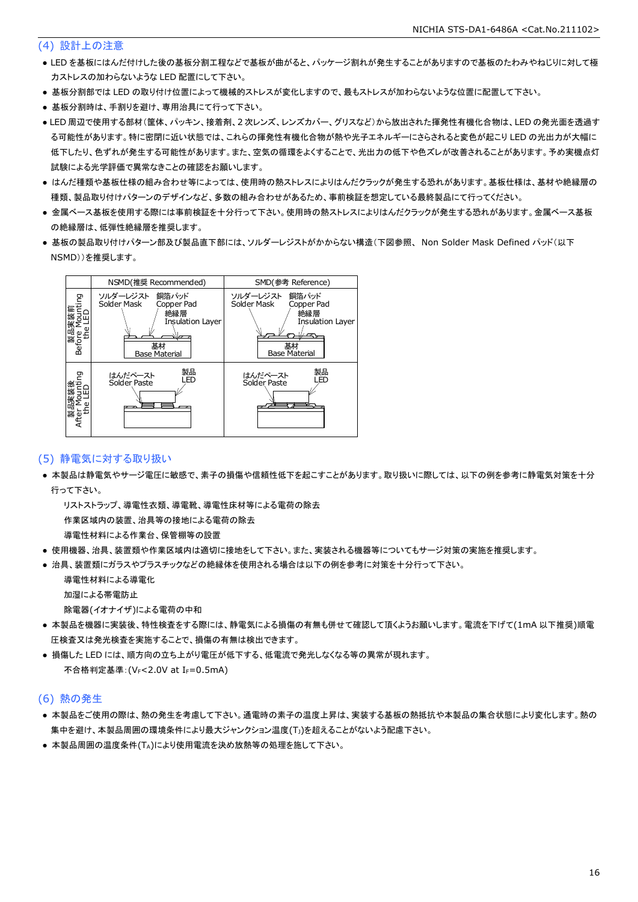## (4) 設計上の注意

- LED を基板にはんだ付けした後の基板分割工程などで基板が曲がると、パッケージ割れが発生することがありますので基板のたわみやねじりに対して極力ストレスの加わらないような LED 配置にして下さい。
- 基板分割部では LED の取り付け位置によって機械的ストレスが変化しますので、最もストレスが加わらないような位置に配置して下さい。
- 基板分割時は、手割りを避け、専用治具にて行って下さい。
- LED 周辺で使用する部材(筐体、パッキン、接着剤、2 次レンズ、レンズカバー、グリスなど)から放出された揮発性有機化合物は、LED の発光面を透過する可能性があります。特に密閉に近い状態では、これらの揮発性有機化合物が熱や光子エネルギーにさらされると変色が起こり LED の光出力が大幅に低下したり、色ずれが発生する可能性があります。また、空気の循環をよくすることで、光出力の低下や色ズレが改善されることがあります。予め実機点灯試験による光学評価で異常なきことの確認をお願いします。
- はんだ種類や基板仕様の組み合わせ等によっては、使用時の熱ストレスによりはんだクラックが発生する恐れがあります。基板仕様は、基材や絶縁層の種類、製品取り付けパターンのデザインなど、多数の組み合わせがあるため、事前検証を想定している最終製品にて行ってください。
- 金属ベース基板を使用する際には事前検証を十分行って下さい。使用時の熱ストレスによりはんだクラックが発生する恐れがあります。金属ベース基板の絶縁層は、低弾性絶縁層を推奨します。
- 基板の製品取り付けパターン部及び製品直下部には、ソルダーレジストがかからない構造(下図参照、 Non Solder Mask Defined パッド(以下 NSMD))を推奨します。

| | NSMD(推奨 Recommended) | SMD(参考 Reference) |
|---|---|---|
| 製品実装前 Before Mounting the LED | ソルダーレジスト Solder Mask / 銅箔パッド Copper Pad / 絶縁層 Insulation Layer / 基材 Base Material | ソルダーレジスト Solder Mask / 銅箔パッド Copper Pad / 絶縁層 Insulation Layer / 基材 Base Material |
| 製品実装後 After Mounting the LED | はんだペースト Solder Paste / 製品 LED | はんだペースト Solder Paste / 製品 LED |

## (5) 静電気に対する取り扱い

- 本製品は静電気やサージ電圧に敏感で、素子の損傷や信頼性低下を起こすことがあります。取り扱いに際しては、以下の例を参考に静電気対策を十分行って下さい。

  リストストラップ、導電性衣類、導電靴、導電性床材等による電荷の除去

  作業区域内の装置、治具等の接地による電荷の除去

  導電性材料による作業台、保管棚等の設置
- 使用機器、治具、装置類や作業区域内は適切に接地をして下さい。また、実装される機器等についてもサージ対策の実施を推奨します。
- 治具、装置類にガラスやプラスチックなどの絶縁体を使用される場合は以下の例を参考に対策を十分行って下さい。

  導電性材料による導電化

  加湿による帯電防止

  除電器(イオナイザ)による電荷の中和
- 本製品を機器に実装後、特性検査をする際には、静電気による損傷の有無も併せて確認して頂くようお願いします。電流を下げて(1mA 以下推奨)順電圧検査又は発光検査を実施することで、損傷の有無は検出できます。
- 損傷した LED には、順方向の立ち上がり電圧が低下する、低電流で発光しなくなる等の異常が現れます。

  不合格判定基準:($V_F$<2.0V at $I_F$=0.5mA)

## (6) 熱の発生

- 本製品をご使用の際は、熱の発生を考慮して下さい。通電時の素子の温度上昇は、実装する基板の熱抵抗や本製品の集合状態により変化します。熱の集中を避け、本製品周囲の環境条件により最大ジャンクション温度($T_J$)を超えることがないよう配慮下さい。
- 本製品周囲の温度条件($T_A$)により使用電流を決め放熱等の処理を施して下さい。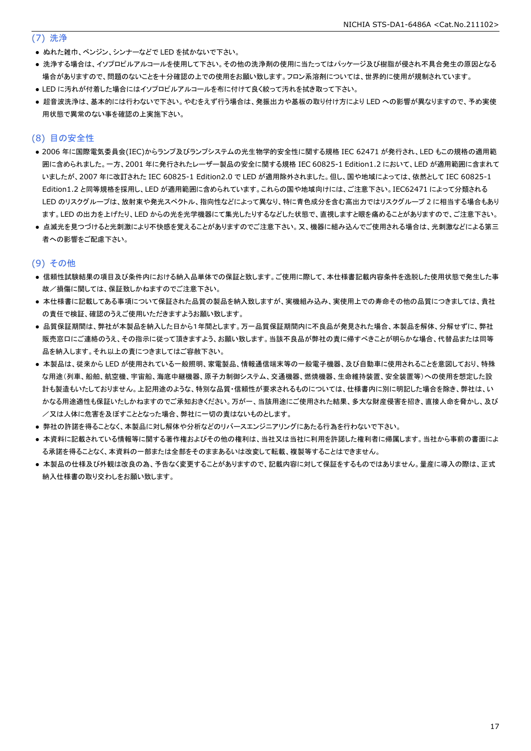## (7) 洗浄

- ぬれた雑巾、ベンジン、シンナーなどで LED を拭かないで下さい。
- 洗浄する場合は、イソプロピルアルコールを使用して下さい。その他の洗浄剤の使用に当たってはパッケージ及び樹脂が侵され不具合発生の原因となる場合がありますので、問題のないことを十分確認の上での使用をお願い致します。フロン系溶剤については、世界的に使用が規制されています。
- LED に汚れが付着した場合にはイソプロピルアルコールを布に付けて良く絞って汚れを拭き取って下さい。
- 超音波洗浄は、基本的には行わないで下さい。やむをえず行う場合は、発振出力や基板の取り付け方により LED への影響が異なりますので、予め実使用状態で異常のない事を確認の上実施下さい。

## (8) 目の安全性

- 2006 年に国際電気委員会(IEC)からランプ及びランプシステムの光生物学的安全性に関する規格 IEC 62471 が発行され、LED もこの規格の適用範囲に含められました。一方、2001 年に発行されたレーザー製品の安全に関する規格 IEC 60825-1 Edition1.2 において、LED が適用範囲に含まれていましたが、2007 年に改訂された IEC 60825-1 Edition2.0 で LED が適用除外されました。但し、国や地域によっては、依然として IEC 60825-1 Edition1.2 と同等規格を採用し、LED が適用範囲に含められています。これらの国や地域向けには、ご注意下さい。IEC62471 によって分類される LED のリスクグループは、放射束や発光スペクトル、指向性などによって異なり、特に青色成分を含む高出力ではリスクグループ 2 に相当する場合もあります。LED の出力を上げたり、LED からの光を光学機器にて集光したりするなどした状態で、直視しますと眼を痛めることがありますので、ご注意下さい。
- 点滅光を見つづけると光刺激により不快感を覚えることがありますのでご注意下さい。又、機器に組み込んでご使用される場合は、光刺激などによる第三者への影響をご配慮下さい。

## (9) その他

- 信頼性試験結果の項目及び条件内における納入品単体での保証と致します。ご使用に際して、本仕様書記載内容条件を逸脱した使用状態で発生した事故／損傷に関しては、保証致しかねますのでご注意下さい。
- 本仕様書に記載してある事項について保証された品質の製品を納入致しますが、実機組み込み、実使用上での寿命その他の品質につきましては、貴社の責任で検証、確認のうえご使用いただきますようお願い致します。
- 品質保証期間は、弊社が本製品を納入した日から1年間とします。万一品質保証期間内に不良品が発見された場合、本製品を解体、分解せずに、弊社販売窓口にご連絡のうえ、その指示に従って頂きますよう、お願い致します。当該不良品が弊社の責に帰すべきことが明らかな場合、代替品または同等品を納入します。それ以上の責につきましてはご容赦下さい。
- 本製品は、従来から LED が使用されている一般照明、家電製品、情報通信端末等の一般電子機器、及び自動車に使用されることを意図しており、特殊な用途(列車、船舶、航空機、宇宙船、海底中継機器、原子力制御システム、交通機器、燃焼機器、生命維持装置、安全装置等)への使用を想定した設計も製造もいたしておりません。上記用途のような、特別な品質･信頼性が要求されるものについては、仕様書内に別に明記した場合を除き、弊社は、いかなる用途適性も保証いたしかねますのでご承知おきください。万が一、当該用途にご使用された結果、多大な財産侵害を招き、直接人命を脅かし、及び／又は人体に危害を及ぼすこととなった場合、弊社に一切の責はないものとします。
- 弊社の許諾を得ることなく、本製品に対し解体や分析などのリバースエンジニアリングにあたる行為を行わないで下さい。
- 本資料に記載されている情報等に関する著作権およびその他の権利は、当社又は当社に利用を許諾した権利者に帰属します。当社から事前の書面による承諾を得ることなく、本資料の一部または全部をそのままあるいは改変して転載、複製等することはできません。
- 本製品の仕様及び外観は改良の為、予告なく変更することがありますので、記載内容に対して保証をするものではありません。量産に導入の際は、正式納入仕様書の取り交わしをお願い致します。